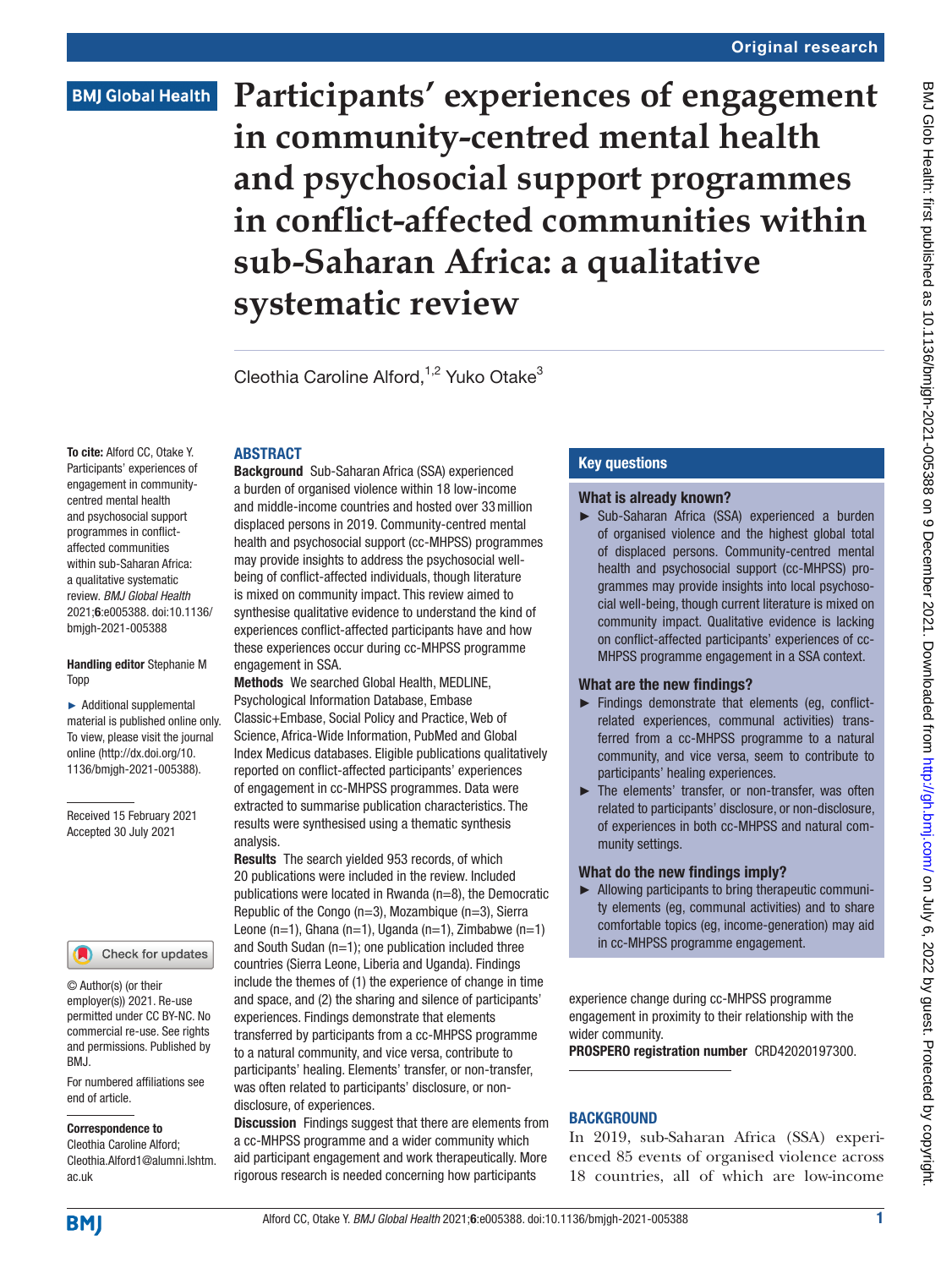# Participants' experiences of engagement in community-centred mental health and psychosocial support programmes in conflict-affected communities within sub-Saharan Africa: a qualitative systematic review

Cleothia Caroline Alford,[1,2] Yuko Otake[3]

**To cite:** Alford CC, Otake Y. Participants' experiences of engagement in community-centred mental health and psychosocial support programmes in conflict-affected communities within sub-Saharan Africa: a qualitative systematic review. *BMJ Global Health* 2021;**6**:e005388. doi:10.1136/bmjgh-2021-005388

**Handling editor** Stephanie M Topp

► Additional supplemental material is published online only. To view, please visit the journal online (http://dx.doi.org/10.1136/bmjgh-2021-005388).

Received 15 February 2021
Accepted 30 July 2021

© Author(s) (or their employer(s)) 2021. Re-use permitted under CC BY-NC. No commercial re-use. See rights and permissions. Published by BMJ.

For numbered affiliations see end of article.

**Correspondence to**
Cleothia Caroline Alford; Cleothia.Alford1@alumni.lshtm.ac.uk

## ABSTRACT

**Background** Sub-Saharan Africa (SSA) experienced a burden of organised violence within 18 low-income and middle-income countries and hosted over 33 million displaced persons in 2019. Community-centred mental health and psychosocial support (cc-MHPSS) programmes may provide insights to address the psychosocial well-being of conflict-affected individuals, though literature is mixed on community impact. This review aimed to synthesise qualitative evidence to understand the kind of experiences conflict-affected participants have and how these experiences occur during cc-MHPSS programme engagement in SSA.

**Methods** We searched Global Health, MEDLINE, Psychological Information Database, Embase Classic+Embase, Social Policy and Practice, Web of Science, Africa-Wide Information, PubMed and Global Index Medicus databases. Eligible publications qualitatively reported on conflict-affected participants' experiences of engagement in cc-MHPSS programmes. Data were extracted to summarise publication characteristics. The results were synthesised using a thematic synthesis analysis.

**Results** The search yielded 953 records, of which 20 publications were included in the review. Included publications were located in Rwanda (n=8), the Democratic Republic of the Congo (n=3), Mozambique (n=3), Sierra Leone (n=1), Ghana (n=1), Uganda (n=1), Zimbabwe (n=1) and South Sudan (n=1); one publication included three countries (Sierra Leone, Liberia and Uganda). Findings include the themes of (1) the experience of change in time and space, and (2) the sharing and silence of participants' experiences. Findings demonstrate that elements transferred by participants from a cc-MHPSS programme to a natural community, and vice versa, contribute to participants' healing. Elements' transfer, or non-transfer, was often related to participants' disclosure, or non-disclosure, of experiences.

**Discussion** Findings suggest that there are elements from a cc-MHPSS programme and a wider community which aid participant engagement and work therapeutically. More rigorous research is needed concerning how participants experience change during cc-MHPSS programme engagement in proximity to their relationship with the wider community.

**PROSPERO registration number** CRD42020197300.

## Key questions

### What is already known?

► Sub-Saharan Africa (SSA) experienced a burden of organised violence and the highest global total of displaced persons. Community-centred mental health and psychosocial support (cc-MHPSS) programmes may provide insights into local psychosocial well-being, though current literature is mixed on community impact. Qualitative evidence is lacking on conflict-affected participants' experiences of cc-MHPSS programme engagement in a SSA context.

### What are the new findings?

► Findings demonstrate that elements (eg, conflict-related experiences, communal activities) transferred from a cc-MHPSS programme to a natural community, and vice versa, seem to contribute to participants' healing experiences.
► The elements' transfer, or non-transfer, was often related to participants' disclosure, or non-disclosure, of experiences in both cc-MHPSS and natural community settings.

### What do the new findings imply?

► Allowing participants to bring therapeutic community elements (eg, communal activities) and to share comfortable topics (eg, income-generation) may aid in cc-MHPSS programme engagement.

## BACKGROUND

In 2019, sub-Saharan Africa (SSA) experienced 85 events of organised violence across 18 countries, all of which are low-income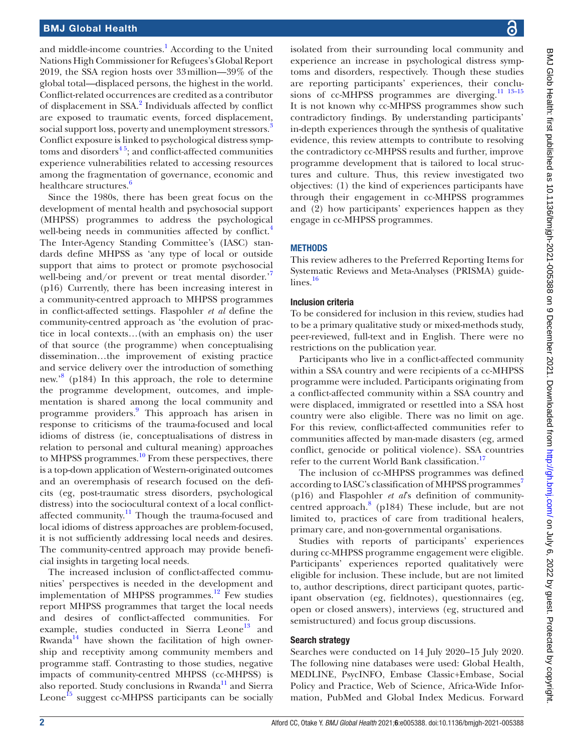and middle-income countries.[1] According to the United Nations High Commissioner for Refugees's Global Report 2019, the SSA region hosts over 33 million—39% of the global total—displaced persons, the highest in the world. Conflict-related occurrences are credited as a contributor of displacement in SSA.[2] Individuals affected by conflict are exposed to traumatic events, forced displacement, social support loss, poverty and unemployment stressors.[3] Conflict exposure is linked to psychological distress symptoms and disorders[4 5]; and conflict-affected communities experience vulnerabilities related to accessing resources among the fragmentation of governance, economic and healthcare structures.[6]

Since the 1980s, there has been great focus on the development of mental health and psychosocial support (MHPSS) programmes to address the psychological well-being needs in communities affected by conflict.[4] The Inter-Agency Standing Committee's (IASC) standards define MHPSS as 'any type of local or outside support that aims to protect or promote psychosocial well-being and/or prevent or treat mental disorder.'[7] (p16) Currently, there has been increasing interest in a community-centred approach to MHPSS programmes in conflict-affected settings. Flaspohler *et al* define the community-centred approach as 'the evolution of practice in local contexts…(with an emphasis on) the user of that source (the programme) when conceptualising dissemination…the improvement of existing practice and service delivery over the introduction of something new.'[8] (p184) In this approach, the role to determine the programme development, outcomes, and implementation is shared among the local community and programme providers.[9] This approach has arisen in response to criticisms of the trauma-focused and local idioms of distress (ie, conceptualisations of distress in relation to personal and cultural meaning) approaches to MHPSS programmes.[10] From these perspectives, there is a top-down application of Western-originated outcomes and an overemphasis of research focused on the deficits (eg, post-traumatic stress disorders, psychological distress) into the sociocultural context of a local conflict-affected community.[11] Though the trauma-focused and local idioms of distress approaches are problem-focused, it is not sufficiently addressing local needs and desires. The community-centred approach may provide beneficial insights in targeting local needs.

The increased inclusion of conflict-affected communities' perspectives is needed in the development and implementation of MHPSS programmes.[12] Few studies report MHPSS programmes that target the local needs and desires of conflict-affected communities. For example, studies conducted in Sierra Leone[13] and Rwanda[14] have shown the facilitation of high ownership and receptivity among community members and programme staff. Contrasting to those studies, negative impacts of community-centred MHPSS (cc-MHPSS) is also reported. Study conclusions in Rwanda[11] and Sierra Leone[15] suggest cc-MHPSS participants can be socially isolated from their surrounding local community and experience an increase in psychological distress symptoms and disorders, respectively. Though these studies are reporting participants' experiences, their conclusions of cc-MHPSS programmes are diverging.[11 13–15] It is not known why cc-MHPSS programmes show such contradictory findings. By understanding participants' in-depth experiences through the synthesis of qualitative evidence, this review attempts to contribute to resolving the contradictory cc-MHPSS results and further, improve programme development that is tailored to local structures and culture. Thus, this review investigated two objectives: (1) the kind of experiences participants have through their engagement in cc-MHPSS programmes and (2) how participants' experiences happen as they engage in cc-MHPSS programmes.

## METHODS

This review adheres to the Preferred Reporting Items for Systematic Reviews and Meta-Analyses (PRISMA) guidelines.[16]

### Inclusion criteria

To be considered for inclusion in this review, studies had to be a primary qualitative study or mixed-methods study, peer-reviewed, full-text and in English. There were no restrictions on the publication year.

Participants who live in a conflict-affected community within a SSA country and were recipients of a cc-MHPSS programme were included. Participants originating from a conflict-affected community within a SSA country and were displaced, immigrated or resettled into a SSA host country were also eligible. There was no limit on age. For this review, conflict-affected communities refer to communities affected by man-made disasters (eg, armed conflict, genocide or political violence). SSA countries refer to the current World Bank classification.[17]

The inclusion of cc-MHPSS programmes was defined according to IASC's classification of MHPSS programmes[7] (p16) and Flaspohler *et al*'s definition of community-centred approach.[8] (p184) These include, but are not limited to, practices of care from traditional healers, primary care, and non-governmental organisations.

Studies with reports of participants' experiences during cc-MHPSS programme engagement were eligible. Participants' experiences reported qualitatively were eligible for inclusion. These include, but are not limited to, author descriptions, direct participant quotes, participant observation (eg, fieldnotes), questionnaires (eg, open or closed answers), interviews (eg, structured and semistructured) and focus group discussions.

### Search strategy

Searches were conducted on 14 July 2020–15 July 2020. The following nine databases were used: Global Health, MEDLINE, PsycINFO, Embase Classic+Embase, Social Policy and Practice, Web of Science, Africa-Wide Information, PubMed and Global Index Medicus. Forward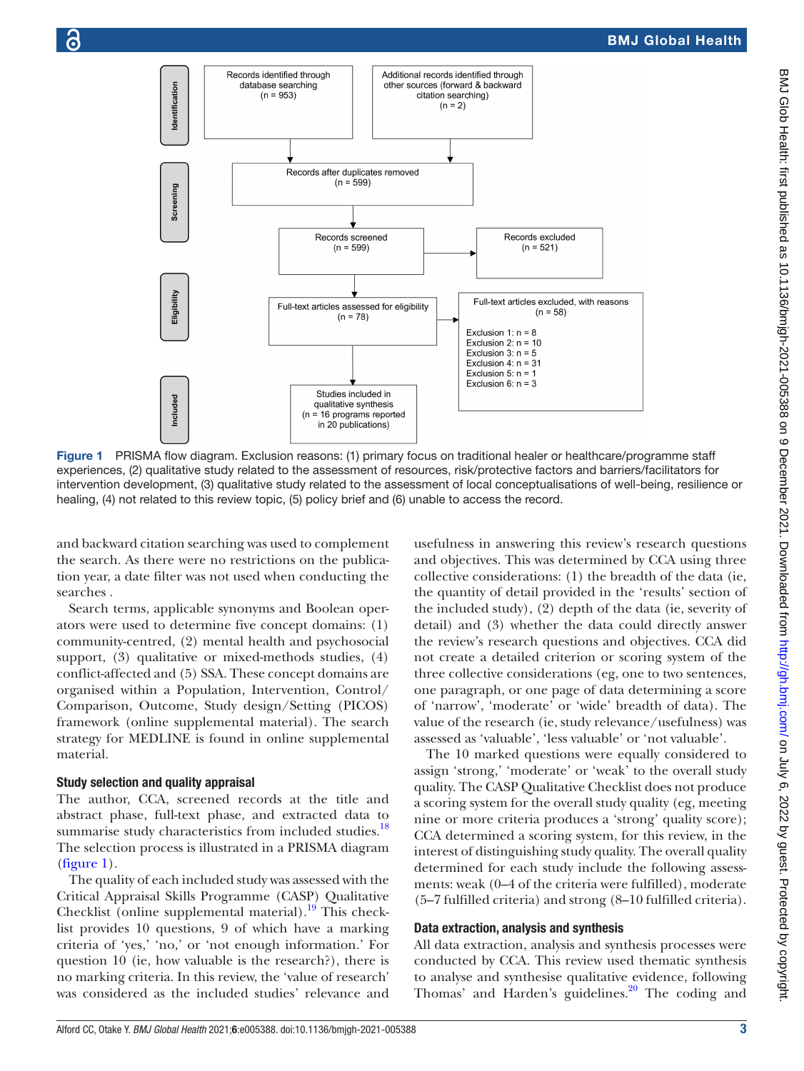Identification

Records identified through database searching (n = 953)

Additional records identified through other sources (forward & backward citation searching) (n = 2)

Screening

Records after duplicates removed (n = 599)

Records screened (n = 599)

Records excluded (n = 521)

Eligibility

Full-text articles assessed for eligibility (n = 78)

Full-text articles excluded, with reasons (n = 58)

Exclusion 1: n = 8
Exclusion 2: n = 10
Exclusion 3: n = 5
Exclusion 4: n = 31
Exclusion 5: n = 1
Exclusion 6: n = 3

Included

Studies included in qualitative synthesis (n = 16 programs reported in 20 publications)

**Figure 1** PRISMA flow diagram. Exclusion reasons: (1) primary focus on traditional healer or healthcare/programme staff experiences, (2) qualitative study related to the assessment of resources, risk/protective factors and barriers/facilitators for intervention development, (3) qualitative study related to the assessment of local conceptualisations of well-being, resilience or healing, (4) not related to this review topic, (5) policy brief and (6) unable to access the record.

and backward citation searching was used to complement the search. As there were no restrictions on the publication year, a date filter was not used when conducting the searches .

Search terms, applicable synonyms and Boolean operators were used to determine five concept domains: (1) community-centred, (2) mental health and psychosocial support, (3) qualitative or mixed-methods studies, (4) conflict-affected and (5) SSA. These concept domains are organised within a Population, Intervention, Control/Comparison, Outcome, Study design/Setting (PICOS) framework (online supplemental material). The search strategy for MEDLINE is found in online supplemental material.

### Study selection and quality appraisal

The author, CCA, screened records at the title and abstract phase, full-text phase, and extracted data to summarise study characteristics from included studies.[18] The selection process is illustrated in a PRISMA diagram (figure 1).

The quality of each included study was assessed with the Critical Appraisal Skills Programme (CASP) Qualitative Checklist (online supplemental material).[19] This checklist provides 10 questions, 9 of which have a marking criteria of 'yes,' 'no,' or 'not enough information.' For question 10 (ie, how valuable is the research?), there is no marking criteria. In this review, the 'value of research' was considered as the included studies' relevance and usefulness in answering this review's research questions and objectives. This was determined by CCA using three collective considerations: (1) the breadth of the data (ie, the quantity of detail provided in the 'results' section of the included study), (2) depth of the data (ie, severity of detail) and (3) whether the data could directly answer the review's research questions and objectives. CCA did not create a detailed criterion or scoring system of the three collective considerations (eg, one to two sentences, one paragraph, or one page of data determining a score of 'narrow', 'moderate' or 'wide' breadth of data). The value of the research (ie, study relevance/usefulness) was assessed as 'valuable', 'less valuable' or 'not valuable'.

The 10 marked questions were equally considered to assign 'strong,' 'moderate' or 'weak' to the overall study quality. The CASP Qualitative Checklist does not produce a scoring system for the overall study quality (eg, meeting nine or more criteria produces a 'strong' quality score); CCA determined a scoring system, for this review, in the interest of distinguishing study quality. The overall quality determined for each study include the following assessments: weak (0–4 of the criteria were fulfilled), moderate (5–7 fulfilled criteria) and strong (8–10 fulfilled criteria).

### Data extraction, analysis and synthesis

All data extraction, analysis and synthesis processes were conducted by CCA. This review used thematic synthesis to analyse and synthesise qualitative evidence, following Thomas' and Harden's guidelines.[20] The coding and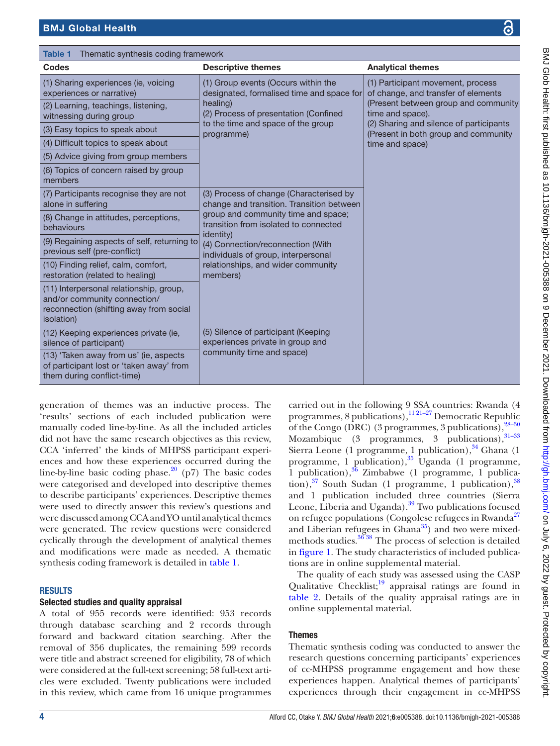Table 1 Thematic synthesis coding framework

| Codes | Descriptive themes | Analytical themes |
|---|---|---|
| (1) Sharing experiences (ie, voicing experiences or narrative) | (1) Group events (Occurs within the designated, formalised time and space for healing)<br>(2) Process of presentation (Confined to the time and space of the group programme) | (1) Participant movement, process of change, and transfer of elements (Present between group and community time and space).<br>(2) Sharing and silence of participants (Present in both group and community time and space) |
| (2) Learning, teachings, listening, witnessing during group | | |
| (3) Easy topics to speak about | | |
| (4) Difficult topics to speak about | | |
| (5) Advice giving from group members | | |
| (6) Topics of concern raised by group members | | |
| (7) Participants recognise they are not alone in suffering | (3) Process of change (Characterised by change and transition. Transition between group and community time and space; transition from isolated to connected identity)<br>(4) Connection/reconnection (With individuals of group, interpersonal relationships, and wider community members) | |
| (8) Change in attitudes, perceptions, behaviours | | |
| (9) Regaining aspects of self, returning to previous self (pre-conflict) | | |
| (10) Finding relief, calm, comfort, restoration (related to healing) | | |
| (11) Interpersonal relationship, group, and/or community connection/reconnection (shifting away from social isolation) | | |
| (12) Keeping experiences private (ie, silence of participant) | (5) Silence of participant (Keeping experiences private in group and community time and space) | |
| (13) 'Taken away from us' (ie, aspects of participant lost or 'taken away' from them during conflict-time) | | |

generation of themes was an inductive process. The 'results' sections of each included publication were manually coded line-by-line. As all the included articles did not have the same research objectives as this review, CCA 'inferred' the kinds of MHPSS participant experiences and how these experiences occurred during the line-by-line basic coding phase.[20] (p7) The basic codes were categorised and developed into descriptive themes to describe participants' experiences. Descriptive themes were used to directly answer this review's questions and were discussed among CCA and YO until analytical themes were generated. The review questions were considered cyclically through the development of analytical themes and modifications were made as needed. A thematic synthesis coding framework is detailed in table 1.

## RESULTS

### Selected studies and quality appraisal

A total of 955 records were identified: 953 records through database searching and 2 records through forward and backward citation searching. After the removal of 356 duplicates, the remaining 599 records were title and abstract screened for eligibility, 78 of which were considered at the full-text screening; 58 full-text articles were excluded. Twenty publications were included in this review, which came from 16 unique programmes carried out in the following 9 SSA countries: Rwanda (4 programmes, 8 publications),[11 21–27] Democratic Republic of the Congo (DRC) (3 programmes, 3 publications),[28–30] Mozambique (3 programmes, 3 publications),[31–33] Sierra Leone (1 programme, 1 publication),[34] Ghana (1 programme, 1 publication),[35] Uganda (1 programme, 1 publication),[36] Zimbabwe (1 programme, 1 publication),[37] South Sudan (1 programme, 1 publication),[38] and 1 publication included three countries (Sierra Leone, Liberia and Uganda).[39] Two publications focused on refugee populations (Congolese refugees in Rwanda[27] and Liberian refugees in Ghana[35]) and two were mixed-methods studies.[36 38] The process of selection is detailed in figure 1. The study characteristics of included publications are in online supplemental material.

The quality of each study was assessed using the CASP Qualitative Checklist;[19] appraisal ratings are found in table 2. Details of the quality appraisal ratings are in online supplemental material.

### Themes

Thematic synthesis coding was conducted to answer the research questions concerning participants' experiences of cc-MHPSS programme engagement and how these experiences happen. Analytical themes of participants' experiences through their engagement in cc-MHPSS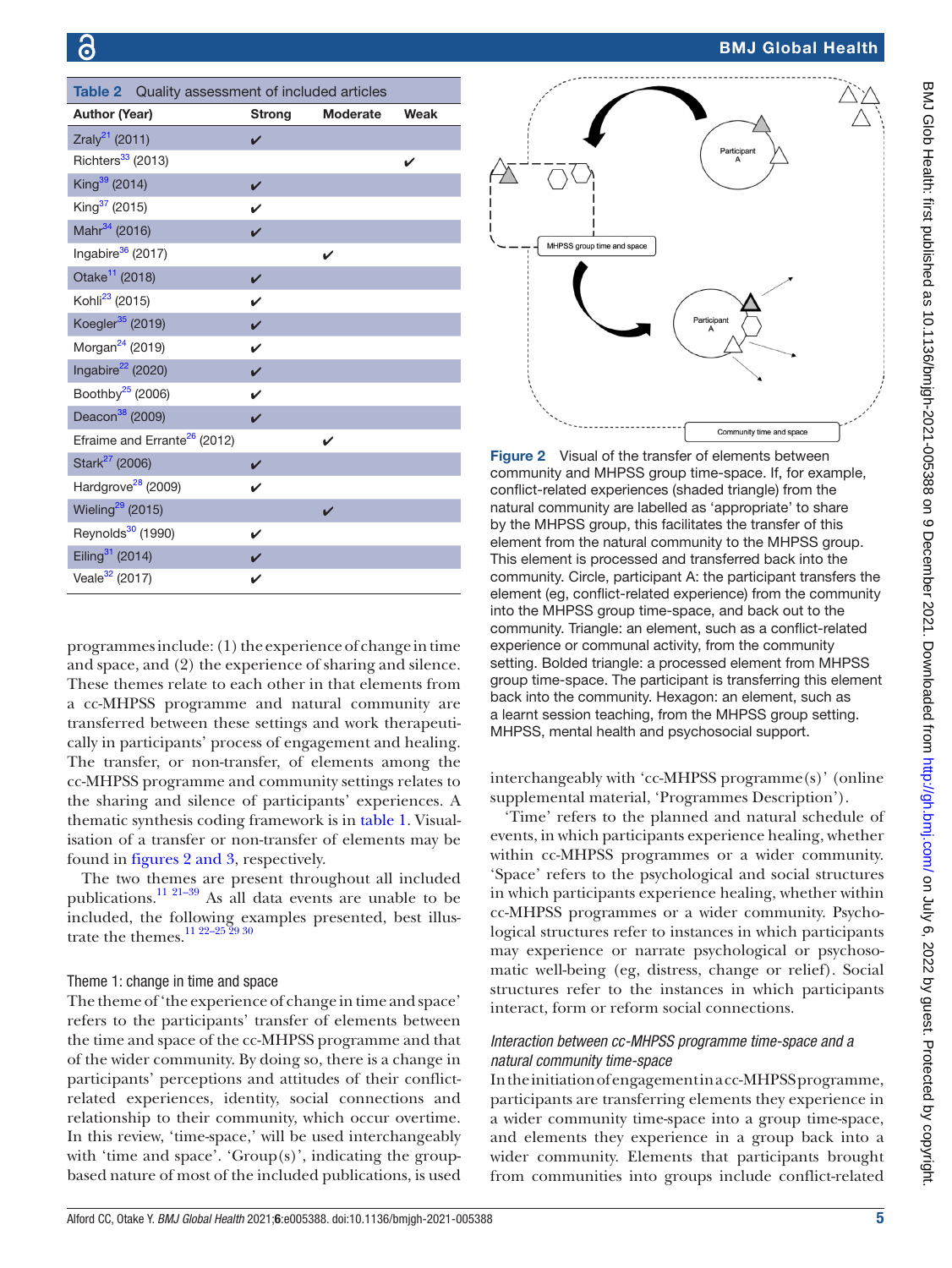**Table 2** Quality assessment of included articles

| Author (Year) | Strong | Moderate | Weak |
|---|---|---|---|
| Zraly[21] (2011) | ✔ | | |
| Richters[33] (2013) | | | ✔ |
| King[39] (2014) | ✔ | | |
| King[37] (2015) | ✔ | | |
| Mahr[34] (2016) | ✔ | | |
| Ingabire[36] (2017) | | ✔ | |
| Otake[11] (2018) | ✔ | | |
| Kohli[23] (2015) | ✔ | | |
| Koegler[35] (2019) | ✔ | | |
| Morgan[24] (2019) | ✔ | | |
| Ingabire[22] (2020) | ✔ | | |
| Boothby[25] (2006) | ✔ | | |
| Deacon[38] (2009) | ✔ | | |
| Efraime and Errante[26] (2012) | | ✔ | |
| Stark[27] (2006) | ✔ | | |
| Hardgrove[28] (2009) | ✔ | | |
| Wieling[29] (2015) | | ✔ | |
| Reynolds[30] (1990) | ✔ | | |
| Eiling[31] (2014) | ✔ | | |
| Veale[32] (2017) | ✔ | | |

programmes include: (1) the experience of change in time and space, and (2) the experience of sharing and silence. These themes relate to each other in that elements from a cc-MHPSS programme and natural community are transferred between these settings and work therapeutically in participants' process of engagement and healing. The transfer, or non-transfer, of elements among the cc-MHPSS programme and community settings relates to the sharing and silence of participants' experiences. A thematic synthesis coding framework is in table 1. Visualisation of a transfer or non-transfer of elements may be found in figures 2 and 3, respectively.

The two themes are present throughout all included publications.[11 21–39] As all data events are unable to be included, the following examples presented, best illustrate the themes.[11 22–25 29 30]

### Theme 1: change in time and space

The theme of 'the experience of change in time and space' refers to the participants' transfer of elements between the time and space of the cc-MHPSS programme and that of the wider community. By doing so, there is a change in participants' perceptions and attitudes of their conflict-related experiences, identity, social connections and relationship to their community, which occur overtime. In this review, 'time-space,' will be used interchangeably with 'time and space'. 'Group(s)', indicating the group-based nature of most of the included publications, is used

**Figure 2** Visual of the transfer of elements between community and MHPSS group time-space. If, for example, conflict-related experiences (shaded triangle) from the natural community are labelled as 'appropriate' to share by the MHPSS group, this facilitates the transfer of this element from the natural community to the MHPSS group. This element is processed and transferred back into the community. Circle, participant A: the participant transfers the element (eg, conflict-related experience) from the community into the MHPSS group time-space, and back out to the community. Triangle: an element, such as a conflict-related experience or communal activity, from the community setting. Bolded triangle: a processed element from MHPSS group time-space. The participant is transferring this element back into the community. Hexagon: an element, such as a learnt session teaching, from the MHPSS group setting. MHPSS, mental health and psychosocial support.

interchangeably with 'cc-MHPSS programme(s)' (online supplemental material, 'Programmes Description').

'Time' refers to the planned and natural schedule of events, in which participants experience healing, whether within cc-MHPSS programmes or a wider community. 'Space' refers to the psychological and social structures in which participants experience healing, whether within cc-MHPSS programmes or a wider community. Psychological structures refer to instances in which participants may experience or narrate psychological or psychosomatic well-being (eg, distress, change or relief). Social structures refer to the instances in which participants interact, form or reform social connections.

#### *Interaction between cc-MHPSS programme time-space and a natural community time-space*

In the initiation of engagement in a cc-MHPSS programme, participants are transferring elements they experience in a wider community time-space into a group time-space, and elements they experience in a group back into a wider community. Elements that participants brought from communities into groups include conflict-related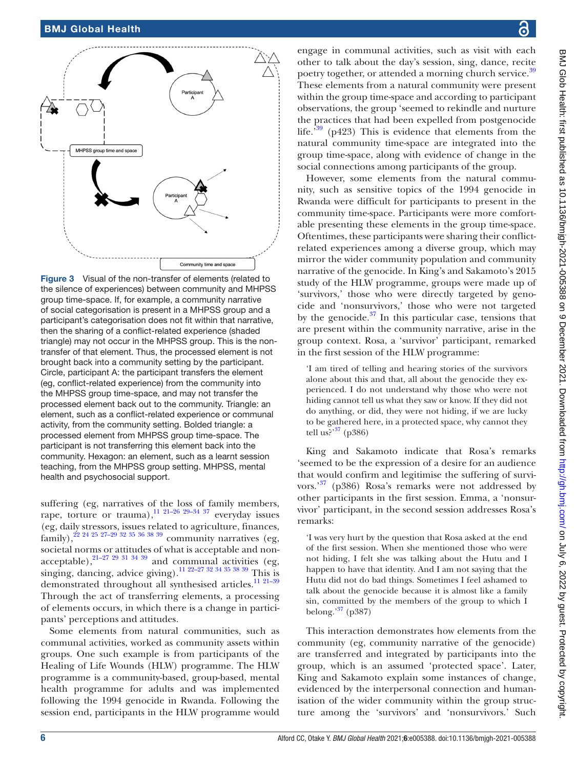Figure 3 Visual of the non-transfer of elements (related to the silence of experiences) between community and MHPSS group time-space. If, for example, a community narrative of social categorisation is present in a MHPSS group and a participant's categorisation does not fit within that narrative, then the sharing of a conflict-related experience (shaded triangle) may not occur in the MHPSS group. This is the non-transfer of that element. Thus, the processed element is not brought back into a community setting by the participant. Circle, participant A: the participant transfers the element (eg, conflict-related experience) from the community into the MHPSS group time-space, and may not transfer the processed element back out to the community. Triangle: an element, such as a conflict-related experience or communal activity, from the community setting. Bolded triangle: a processed element from MHPSS group time-space. The participant is not transferring this element back into the community. Hexagon: an element, such as a learnt session teaching, from the MHPSS group setting. MHPSS, mental health and psychosocial support.

suffering (eg, narratives of the loss of family members, rape, torture or trauma),[11 21–26 29–34 37] everyday issues (eg, daily stressors, issues related to agriculture, finances, family),[22 24 25 27–29 32 35 36 38 39] community narratives (eg, societal norms or attitudes of what is acceptable and non-acceptable),[21–27 29 31 34 39] and communal activities (eg, singing, dancing, advice giving).[11 22–27 32 34 35 38 39] This is demonstrated throughout all synthesised articles.[11 21–39] Through the act of transferring elements, a processing of elements occurs, in which there is a change in participants' perceptions and attitudes.

Some elements from natural communities, such as communal activities, worked as community assets within groups. One such example is from participants of the Healing of Life Wounds (HLW) programme. The HLW programme is a community-based, group-based, mental health programme for adults and was implemented following the 1994 genocide in Rwanda. Following the session end, participants in the HLW programme would engage in communal activities, such as visit with each other to talk about the day's session, sing, dance, recite poetry together, or attended a morning church service.[39] These elements from a natural community were present within the group time-space and according to participant observations, the group 'seemed to rekindle and nurture the practices that had been expelled from postgenocide life.'[39] (p423) This is evidence that elements from the natural community time-space are integrated into the group time-space, along with evidence of change in the social connections among participants of the group.

However, some elements from the natural community, such as sensitive topics of the 1994 genocide in Rwanda were difficult for participants to present in the community time-space. Participants were more comfortable presenting these elements in the group time-space. Oftentimes, these participants were sharing their conflict-related experiences among a diverse group, which may mirror the wider community population and community narrative of the genocide. In King's and Sakamoto's 2015 study of the HLW programme, groups were made up of 'survivors,' those who were directly targeted by genocide and 'nonsurvivors,' those who were not targeted by the genocide.[37] In this particular case, tensions that are present within the community narrative, arise in the group context. Rosa, a 'survivor' participant, remarked in the first session of the HLW programme:

> 'I am tired of telling and hearing stories of the survivors alone about this and that, all about the genocide they experienced. I do not understand why those who were not hiding cannot tell us what they saw or know. If they did not do anything, or did, they were not hiding, if we are lucky to be gathered here, in a protected space, why cannot they tell us?'[37] (p386)

King and Sakamoto indicate that Rosa's remarks 'seemed to be the expression of a desire for an audience that would confirm and legitimise the suffering of survivors.'[37] (p386) Rosa's remarks were not addressed by other participants in the first session. Emma, a 'nonsurvivor' participant, in the second session addresses Rosa's remarks:

> 'I was very hurt by the question that Rosa asked at the end of the first session. When she mentioned those who were not hiding, I felt she was talking about the Hutu and I happen to have that identity. And I am not saying that the Hutu did not do bad things. Sometimes I feel ashamed to talk about the genocide because it is almost like a family sin, committed by the members of the group to which I belong.'[37] (p387)

This interaction demonstrates how elements from the community (eg, community narrative of the genocide) are transferred and integrated by participants into the group, which is an assumed 'protected space'. Later, King and Sakamoto explain some instances of change, evidenced by the interpersonal connection and humanisation of the wider community within the group structure among the 'survivors' and 'nonsurvivors.' Such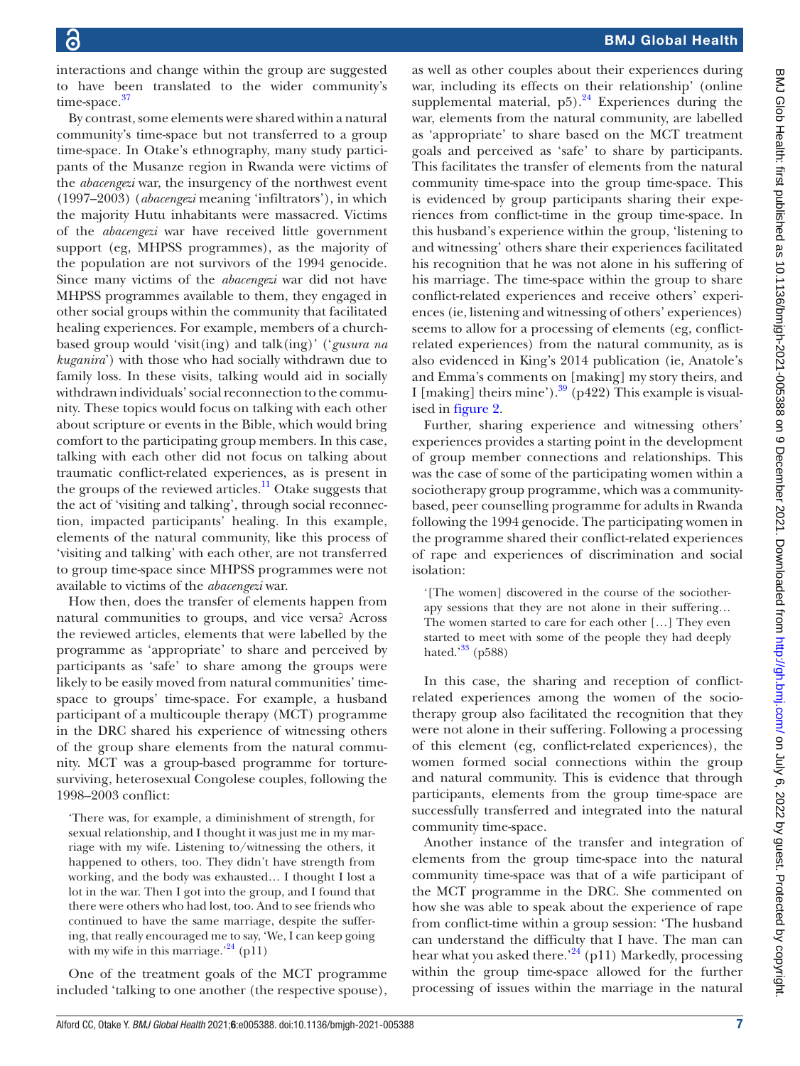interactions and change within the group are suggested to have been translated to the wider community's time-space.[37]

By contrast, some elements were shared within a natural community's time-space but not transferred to a group time-space. In Otake's ethnography, many study participants of the Musanze region in Rwanda were victims of the *abacengezi* war, the insurgency of the northwest event (1997–2003) (*abacengezi* meaning 'infiltrators'), in which the majority Hutu inhabitants were massacred. Victims of the *abacengezi* war have received little government support (eg, MHPSS programmes), as the majority of the population are not survivors of the 1994 genocide. Since many victims of the *abacengezi* war did not have MHPSS programmes available to them, they engaged in other social groups within the community that facilitated healing experiences. For example, members of a church-based group would 'visit(ing) and talk(ing)' ('*gusura na kuganira*') with those who had socially withdrawn due to family loss. In these visits, talking would aid in socially withdrawn individuals' social reconnection to the community. These topics would focus on talking with each other about scripture or events in the Bible, which would bring comfort to the participating group members. In this case, talking with each other did not focus on talking about traumatic conflict-related experiences, as is present in the groups of the reviewed articles.[11] Otake suggests that the act of 'visiting and talking', through social reconnection, impacted participants' healing. In this example, elements of the natural community, like this process of 'visiting and talking' with each other, are not transferred to group time-space since MHPSS programmes were not available to victims of the *abacengezi* war.

How then, does the transfer of elements happen from natural communities to groups, and vice versa? Across the reviewed articles, elements that were labelled by the programme as 'appropriate' to share and perceived by participants as 'safe' to share among the groups were likely to be easily moved from natural communities' time-space to groups' time-space. For example, a husband participant of a multicouple therapy (MCT) programme in the DRC shared his experience of witnessing others of the group share elements from the natural community. MCT was a group-based programme for torture-surviving, heterosexual Congolese couples, following the 1998–2003 conflict:

> 'There was, for example, a diminishment of strength, for sexual relationship, and I thought it was just me in my marriage with my wife. Listening to/witnessing the others, it happened to others, too. They didn't have strength from working, and the body was exhausted… I thought I lost a lot in the war. Then I got into the group, and I found that there were others who had lost, too. And to see friends who continued to have the same marriage, despite the suffering, that really encouraged me to say, 'We, I can keep going with my wife in this marriage.'[24] (p11)

One of the treatment goals of the MCT programme included 'talking to one another (the respective spouse), as well as other couples about their experiences during war, including its effects on their relationship' (online supplemental material, p5).[24] Experiences during the war, elements from the natural community, are labelled as 'appropriate' to share based on the MCT treatment goals and perceived as 'safe' to share by participants. This facilitates the transfer of elements from the natural community time-space into the group time-space. This is evidenced by group participants sharing their experiences from conflict-time in the group time-space. In this husband's experience within the group, 'listening to and witnessing' others share their experiences facilitated his recognition that he was not alone in his suffering of his marriage. The time-space within the group to share conflict-related experiences and receive others' experiences (ie, listening and witnessing of others' experiences) seems to allow for a processing of elements (eg, conflict-related experiences) from the natural community, as is also evidenced in King's 2014 publication (ie, Anatole's and Emma's comments on [making] my story theirs, and I [making] theirs mine').[39] (p422) This example is visualised in figure 2.

Further, sharing experience and witnessing others' experiences provides a starting point in the development of group member connections and relationships. This was the case of some of the participating women within a sociotherapy group programme, which was a community-based, peer counselling programme for adults in Rwanda following the 1994 genocide. The participating women in the programme shared their conflict-related experiences of rape and experiences of discrimination and social isolation:

> '[The women] discovered in the course of the sociotherapy sessions that they are not alone in their suffering… The women started to care for each other […] They even started to meet with some of the people they had deeply hated.'[33] (p588)

In this case, the sharing and reception of conflict-related experiences among the women of the sociotherapy group also facilitated the recognition that they were not alone in their suffering. Following a processing of this element (eg, conflict-related experiences), the women formed social connections within the group and natural community. This is evidence that through participants, elements from the group time-space are successfully transferred and integrated into the natural community time-space.

Another instance of the transfer and integration of elements from the group time-space into the natural community time-space was that of a wife participant of the MCT programme in the DRC. She commented on how she was able to speak about the experience of rape from conflict-time within a group session: 'The husband can understand the difficulty that I have. The man can hear what you asked there.'[24] (p11) Markedly, processing within the group time-space allowed for the further processing of issues within the marriage in the natural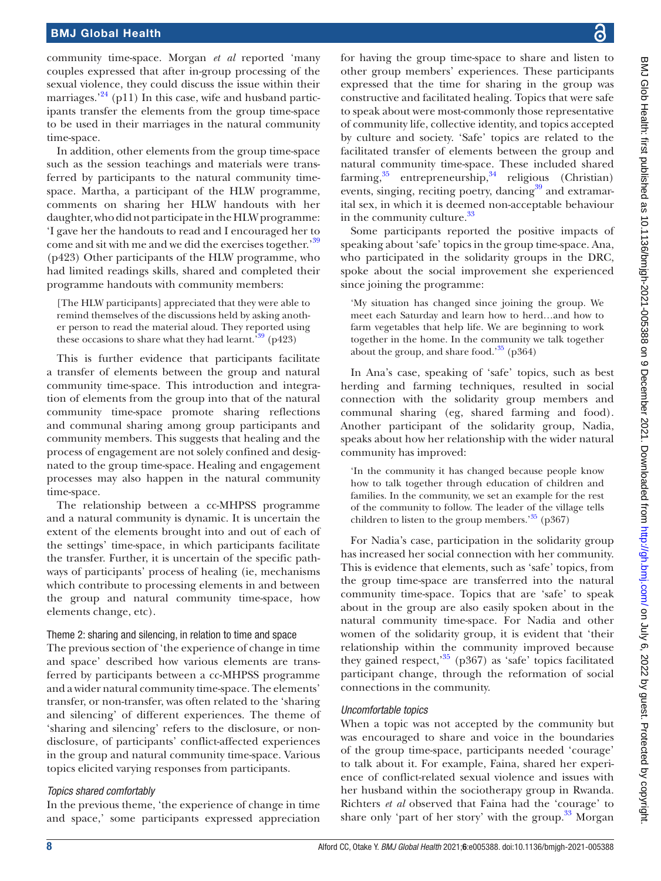community time-space. Morgan *et al* reported 'many couples expressed that after in-group processing of the sexual violence, they could discuss the issue within their marriages.'[24] (p11) In this case, wife and husband participants transfer the elements from the group time-space to be used in their marriages in the natural community time-space.

In addition, other elements from the group time-space such as the session teachings and materials were transferred by participants to the natural community time-space. Martha, a participant of the HLW programme, comments on sharing her HLW handouts with her daughter, who did not participate in the HLW programme: 'I gave her the handouts to read and I encouraged her to come and sit with me and we did the exercises together.'[39] (p423) Other participants of the HLW programme, who had limited readings skills, shared and completed their programme handouts with community members:

> [The HLW participants] appreciated that they were able to remind themselves of the discussions held by asking another person to read the material aloud. They reported using these occasions to share what they had learnt.'[39] (p423)

This is further evidence that participants facilitate a transfer of elements between the group and natural community time-space. This introduction and integration of elements from the group into that of the natural community time-space promote sharing reflections and communal sharing among group participants and community members. This suggests that healing and the process of engagement are not solely confined and designated to the group time-space. Healing and engagement processes may also happen in the natural community time-space.

The relationship between a cc-MHPSS programme and a natural community is dynamic. It is uncertain the extent of the elements brought into and out of each of the settings' time-space, in which participants facilitate the transfer. Further, it is uncertain of the specific pathways of participants' process of healing (ie, mechanisms which contribute to processing elements in and between the group and natural community time-space, how elements change, etc).

### Theme 2: sharing and silencing, in relation to time and space

The previous section of 'the experience of change in time and space' described how various elements are transferred by participants between a cc-MHPSS programme and a wider natural community time-space. The elements' transfer, or non-transfer, was often related to the 'sharing and silencing' of different experiences. The theme of 'sharing and silencing' refers to the disclosure, or non-disclosure, of participants' conflict-affected experiences in the group and natural community time-space. Various topics elicited varying responses from participants.

#### *Topics shared comfortably*

In the previous theme, 'the experience of change in time and space,' some participants expressed appreciation for having the group time-space to share and listen to other group members' experiences. These participants expressed that the time for sharing in the group was constructive and facilitated healing. Topics that were safe to speak about were most-commonly those representative of community life, collective identity, and topics accepted by culture and society. 'Safe' topics are related to the facilitated transfer of elements between the group and natural community time-space. These included shared farming,[35] entrepreneurship,[34] religious (Christian) events, singing, reciting poetry, dancing[39] and extramarital sex, in which it is deemed non-acceptable behaviour in the community culture.[33]

Some participants reported the positive impacts of speaking about 'safe' topics in the group time-space. Ana, who participated in the solidarity groups in the DRC, spoke about the social improvement she experienced since joining the programme:

> 'My situation has changed since joining the group. We meet each Saturday and learn how to herd…and how to farm vegetables that help life. We are beginning to work together in the home. In the community we talk together about the group, and share food.'[35] (p364)

In Ana's case, speaking of 'safe' topics, such as best herding and farming techniques, resulted in social connection with the solidarity group members and communal sharing (eg, shared farming and food). Another participant of the solidarity group, Nadia, speaks about how her relationship with the wider natural community has improved:

> 'In the community it has changed because people know how to talk together through education of children and families. In the community, we set an example for the rest of the community to follow. The leader of the village tells children to listen to the group members.'[35] (p367)

For Nadia's case, participation in the solidarity group has increased her social connection with her community. This is evidence that elements, such as 'safe' topics, from the group time-space are transferred into the natural community time-space. Topics that are 'safe' to speak about in the group are also easily spoken about in the natural community time-space. For Nadia and other women of the solidarity group, it is evident that 'their relationship within the community improved because they gained respect,'[35] (p367) as 'safe' topics facilitated participant change, through the reformation of social connections in the community.

#### *Uncomfortable topics*

When a topic was not accepted by the community but was encouraged to share and voice in the boundaries of the group time-space, participants needed 'courage' to talk about it. For example, Faina, shared her experience of conflict-related sexual violence and issues with her husband within the sociotherapy group in Rwanda. Richters *et al* observed that Faina had the 'courage' to share only 'part of her story' with the group.[33] Morgan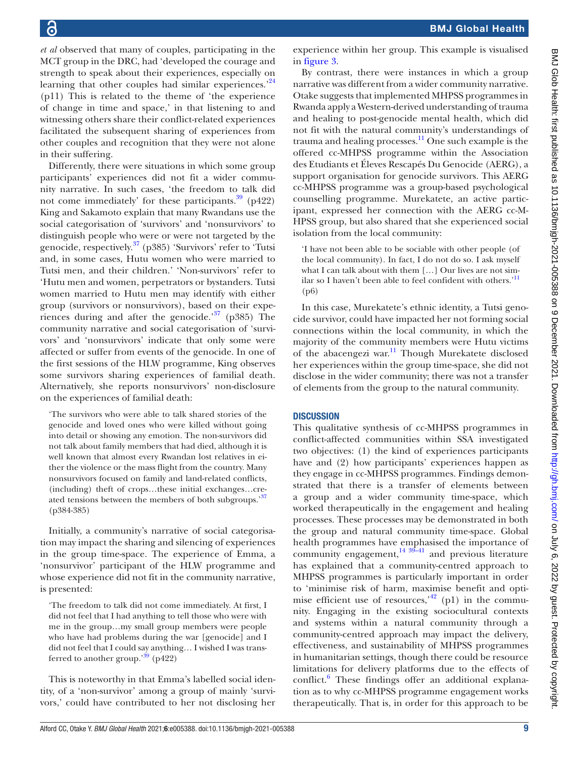*et al* observed that many of couples, participating in the MCT group in the DRC, had 'developed the courage and strength to speak about their experiences, especially on learning that other couples had similar experiences.'[24] (p11) This is related to the theme of 'the experience of change in time and space,' in that listening to and witnessing others share their conflict-related experiences facilitated the subsequent sharing of experiences from other couples and recognition that they were not alone in their suffering.

Differently, there were situations in which some group participants' experiences did not fit a wider community narrative. In such cases, 'the freedom to talk did not come immediately' for these participants.[39] (p422) King and Sakamoto explain that many Rwandans use the social categorisation of 'survivors' and 'nonsurvivors' to distinguish people who were or were not targeted by the genocide, respectively.[37] (p385) 'Survivors' refer to 'Tutsi and, in some cases, Hutu women who were married to Tutsi men, and their children.' 'Non-survivors' refer to 'Hutu men and women, perpetrators or bystanders. Tutsi women married to Hutu men may identify with either group (survivors or nonsurvivors), based on their experiences during and after the genocide.'[37] (p385) The community narrative and social categorisation of 'survivors' and 'nonsurvivors' indicate that only some were affected or suffer from events of the genocide. In one of the first sessions of the HLW programme, King observes some survivors sharing experiences of familial death. Alternatively, she reports nonsurvivors' non-disclosure on the experiences of familial death:

> 'The survivors who were able to talk shared stories of the genocide and loved ones who were killed without going into detail or showing any emotion. The non-survivors did not talk about family members that had died, although it is well known that almost every Rwandan lost relatives in either the violence or the mass flight from the country. Many nonsurvivors focused on family and land-related conflicts, (including) theft of crops…these initial exchanges…created tensions between the members of both subgroups.'[37] (p384-385)

Initially, a community's narrative of social categorisation may impact the sharing and silencing of experiences in the group time-space. The experience of Emma, a 'nonsurvivor' participant of the HLW programme and whose experience did not fit in the community narrative, is presented:

> 'The freedom to talk did not come immediately. At first, I did not feel that I had anything to tell those who were with me in the group…my small group members were people who have had problems during the war [genocide] and I did not feel that I could say anything… I wished I was transferred to another group.'[39] (p422)

This is noteworthy in that Emma's labelled social identity, of a 'non-survivor' among a group of mainly 'survivors,' could have contributed to her not disclosing her experience within her group. This example is visualised in figure 3.

By contrast, there were instances in which a group narrative was different from a wider community narrative. Otake suggests that implemented MHPSS programmes in Rwanda apply a Western-derived understanding of trauma and healing to post-genocide mental health, which did not fit with the natural community's understandings of trauma and healing processes.[11] One such example is the offered cc-MHPSS programme within the Association des Etudiants et Éleves Rescapés Du Genocide (AERG), a support organisation for genocide survivors. This AERG cc-MHPSS programme was a group-based psychological counselling programme. Murekatete, an active participant, expressed her connection with the AERG cc-MHPSS group, but also shared that she experienced social isolation from the local community:

> 'I have not been able to be sociable with other people (of the local community). In fact, I do not do so. I ask myself what I can talk about with them […] Our lives are not similar so I haven't been able to feel confident with others.'[11] (p6)

In this case, Murekatete's ethnic identity, a Tutsi genocide survivor, could have impacted her not forming social connections within the local community, in which the majority of the community members were Hutu victims of the abacengezi war.[11] Though Murekatete disclosed her experiences within the group time-space, she did not disclose in the wider community; there was not a transfer of elements from the group to the natural community.

## DISCUSSION

This qualitative synthesis of cc-MHPSS programmes in conflict-affected communities within SSA investigated two objectives: (1) the kind of experiences participants have and (2) how participants' experiences happen as they engage in cc-MHPSS programmes. Findings demonstrated that there is a transfer of elements between a group and a wider community time-space, which worked therapeutically in the engagement and healing processes. These processes may be demonstrated in both the group and natural community time-space. Global health programmes have emphasised the importance of community engagement,[14 39–41] and previous literature has explained that a community-centred approach to MHPSS programmes is particularly important in order to 'minimise risk of harm, maximise benefit and optimise efficient use of resources,'[42] (p1) in the community. Engaging in the existing sociocultural contexts and systems within a natural community through a community-centred approach may impact the delivery, effectiveness, and sustainability of MHPSS programmes in humanitarian settings, though there could be resource limitations for delivery platforms due to the effects of conflict.[6] These findings offer an additional explanation as to why cc-MHPSS programme engagement works therapeutically. That is, in order for this approach to be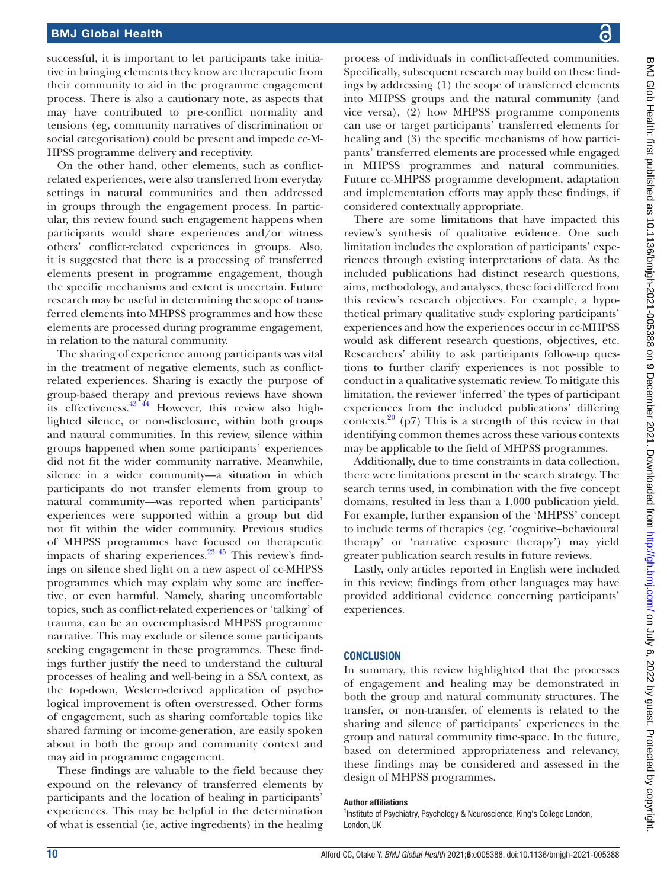successful, it is important to let participants take initiative in bringing elements they know are therapeutic from their community to aid in the programme engagement process. There is also a cautionary note, as aspects that may have contributed to pre-conflict normality and tensions (eg, community narratives of discrimination or social categorisation) could be present and impede cc-MHPSS programme delivery and receptivity.

On the other hand, other elements, such as conflict-related experiences, were also transferred from everyday settings in natural communities and then addressed in groups through the engagement process. In particular, this review found such engagement happens when participants would share experiences and/or witness others' conflict-related experiences in groups. Also, it is suggested that there is a processing of transferred elements present in programme engagement, though the specific mechanisms and extent is uncertain. Future research may be useful in determining the scope of transferred elements into MHPSS programmes and how these elements are processed during programme engagement, in relation to the natural community.

The sharing of experience among participants was vital in the treatment of negative elements, such as conflict-related experiences. Sharing is exactly the purpose of group-based therapy and previous reviews have shown its effectiveness.[43 44] However, this review also highlighted silence, or non-disclosure, within both groups and natural communities. In this review, silence within groups happened when some participants' experiences did not fit the wider community narrative. Meanwhile, silence in a wider community—a situation in which participants do not transfer elements from group to natural community—was reported when participants' experiences were supported within a group but did not fit within the wider community. Previous studies of MHPSS programmes have focused on therapeutic impacts of sharing experiences.[23 45] This review's findings on silence shed light on a new aspect of cc-MHPSS programmes which may explain why some are ineffective, or even harmful. Namely, sharing uncomfortable topics, such as conflict-related experiences or 'talking' of trauma, can be an overemphasised MHPSS programme narrative. This may exclude or silence some participants seeking engagement in these programmes. These findings further justify the need to understand the cultural processes of healing and well-being in a SSA context, as the top-down, Western-derived application of psychological improvement is often overstressed. Other forms of engagement, such as sharing comfortable topics like shared farming or income-generation, are easily spoken about in both the group and community context and may aid in programme engagement.

These findings are valuable to the field because they expound on the relevancy of transferred elements by participants and the location of healing in participants' experiences. This may be helpful in the determination of what is essential (ie, active ingredients) in the healing process of individuals in conflict-affected communities. Specifically, subsequent research may build on these findings by addressing (1) the scope of transferred elements into MHPSS groups and the natural community (and vice versa), (2) how MHPSS programme components can use or target participants' transferred elements for healing and (3) the specific mechanisms of how participants' transferred elements are processed while engaged in MHPSS programmes and natural communities. Future cc-MHPSS programme development, adaptation and implementation efforts may apply these findings, if considered contextually appropriate.

There are some limitations that have impacted this review's synthesis of qualitative evidence. One such limitation includes the exploration of participants' experiences through existing interpretations of data. As the included publications had distinct research questions, aims, methodology, and analyses, these foci differed from this review's research objectives. For example, a hypothetical primary qualitative study exploring participants' experiences and how the experiences occur in cc-MHPSS would ask different research questions, objectives, etc. Researchers' ability to ask participants follow-up questions to further clarify experiences is not possible to conduct in a qualitative systematic review. To mitigate this limitation, the reviewer 'inferred' the types of participant experiences from the included publications' differing contexts.[20] (p7) This is a strength of this review in that identifying common themes across these various contexts may be applicable to the field of MHPSS programmes.

Additionally, due to time constraints in data collection, there were limitations present in the search strategy. The search terms used, in combination with the five concept domains, resulted in less than a 1,000 publication yield. For example, further expansion of the 'MHPSS' concept to include terms of therapies (eg, 'cognitive–behavioural therapy' or 'narrative exposure therapy') may yield greater publication search results in future reviews.

Lastly, only articles reported in English were included in this review; findings from other languages may have provided additional evidence concerning participants' experiences.

## CONCLUSION

In summary, this review highlighted that the processes of engagement and healing may be demonstrated in both the group and natural community structures. The transfer, or non-transfer, of elements is related to the sharing and silence of participants' experiences in the group and natural community time-space. In the future, based on determined appropriateness and relevancy, these findings may be considered and assessed in the design of MHPSS programmes.

**Author affiliations**

[1]Institute of Psychiatry, Psychology & Neuroscience, King's College London, London, UK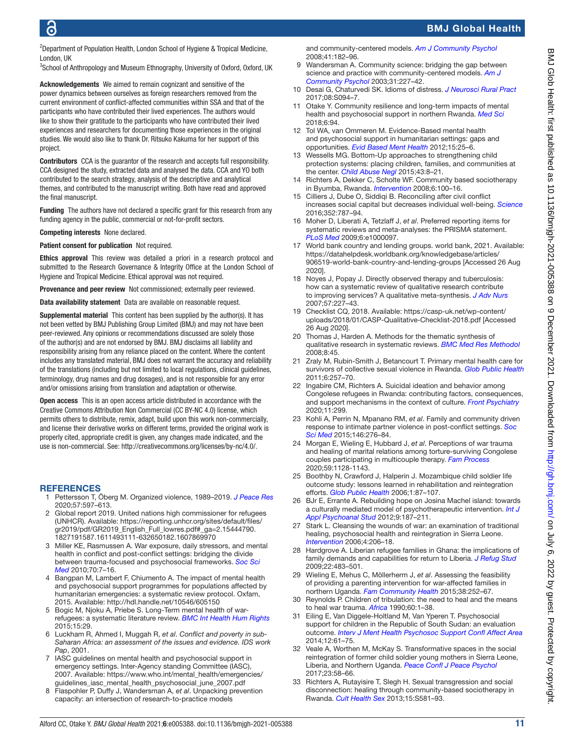[2]Department of Population Health, London School of Hygiene & Tropical Medicine, London, UK
[3]School of Anthropology and Museum Ethnography, University of Oxford, Oxford, UK

**Acknowledgements** We aimed to remain cognizant and sensitive of the power dynamics between ourselves as foreign researchers removed from the current environment of conflict-affected communities within SSA and that of the participants who have contributed their lived experiences. The authors would like to show their gratitude to the participants who have contributed their lived experiences and researchers for documenting those experiences in the original studies. We would also like to thank Dr. Ritsuko Kakuma for her support of this project.

**Contributors** CCA is the guarantor of the research and accepts full responsibility. CCA designed the study, extracted data and analysed the data. CCA and YO both contributed to the search strategy, analysis of the descriptive and analytical themes, and contributed to the manuscript writing. Both have read and approved the final manuscript.

**Funding** The authors have not declared a specific grant for this research from any funding agency in the public, commercial or not-for-profit sectors.

**Competing interests** None declared.

**Patient consent for publication** Not required.

**Ethics approval** This review was detailed a priori in a research protocol and submitted to the Research Governance & Integrity Office at the London School of Hygiene and Tropical Medicine. Ethical approval was not required.

**Provenance and peer review** Not commissioned; externally peer reviewed.

**Data availability statement** Data are available on reasonable request.

**Supplemental material** This content has been supplied by the author(s). It has not been vetted by BMJ Publishing Group Limited (BMJ) and may not have been peer-reviewed. Any opinions or recommendations discussed are solely those of the author(s) and are not endorsed by BMJ. BMJ disclaims all liability and responsibility arising from any reliance placed on the content. Where the content includes any translated material, BMJ does not warrant the accuracy and reliability of the translations (including but not limited to local regulations, clinical guidelines, terminology, drug names and drug dosages), and is not responsible for any error and/or omissions arising from translation and adaptation or otherwise.

**Open access** This is an open access article distributed in accordance with the Creative Commons Attribution Non Commercial (CC BY-NC 4.0) license, which permits others to distribute, remix, adapt, build upon this work non-commercially, and license their derivative works on different terms, provided the original work is properly cited, appropriate credit is given, any changes made indicated, and the use is non-commercial. See: http://creativecommons.org/licenses/by-nc/4.0/.

## REFERENCES

1. Pettersson T, Öberg M. Organized violence, 1989–2019. *J Peace Res* 2020;57:597–613.
2. Global report 2019. United nations high commissioner for refugees (UNHCR). Available: https://reporting.unhcr.org/sites/default/files/gr2019/pdf/GR2019_English_Full_lowres.pdf#_ga=2.15444790.1827191587.1611493111-632650182.1607869970
3. Miller KE, Rasmussen A. War exposure, daily stressors, and mental health in conflict and post-conflict settings: bridging the divide between trauma-focused and psychosocial frameworks. *Soc Sci Med* 2010;70:7–16.
4. Bangpan M, Lambert F, Chiumento A. The impact of mental health and psychosocial support programmes for populations affected by humanitarian emergencies: a systematic review protocol. Oxfam, 2015. Available: http://hdl.handle.net/10546/605150
5. Bogic M, Njoku A, Priebe S. Long-Term mental health of war-refugees: a systematic literature review. *BMC Int Health Hum Rights* 2015;15:29.
6. Luckham R, Ahmed I, Muggah R, *et al*. *Conflict and poverty in sub-Saharan Africa: an assessment of the issues and evidence. IDS work Pap*, 2001.
7. IASC guidelines on mental health and psychosocial support in emergency settings. Inter-Agency standing Committee (IASC), 2007. Available: https://www.who.int/mental_health/emergencies/guidelines_iasc_mental_health_psychosocial_june_2007.pdf
8. Flaspohler P, Duffy J, Wandersman A, *et al*. Unpacking prevention capacity: an intersection of research-to-practice models and community-centered models. *Am J Community Psychol* 2008;41:182–96.
9. Wandersman A. Community science: bridging the gap between science and practice with community-centered models. *Am J Community Psychol* 2003;31:227–42.
10. Desai G, Chaturvedi SK. Idioms of distress. *J Neurosci Rural Pract* 2017;08:S094–7.
11. Otake Y. Community resilience and long-term impacts of mental health and psychosocial support in northern Rwanda. *Med Sci* 2018;6:94.
12. Tol WA, van Ommeren M. Evidence-Based mental health and psychosocial support in humanitarian settings: gaps and opportunities. *Evid Based Ment Health* 2012;15:25–6.
13. Wessells MG. Bottom-Up approaches to strengthening child protection systems: placing children, families, and communities at the center. *Child Abuse Negl* 2015;43:8–21.
14. Richters A, Dekker C, Scholte WF. Community based sociotherapy in Byumba, Rwanda. *Intervention* 2008;6:100–16.
15. Cilliers J, Dube O, Siddiqi B. Reconciling after civil conflict increases social capital but decreases individual well-being. *Science* 2016;352:787–94.
16. Moher D, Liberati A, Tetzlaff J, *et al*. Preferred reporting items for systematic reviews and meta-analyses: the PRISMA statement. *PLoS Med* 2009;6:e1000097.
17. World bank country and lending groups. world bank, 2021. Available: https://datahelpdesk.worldbank.org/knowledgebase/articles/906519-world-bank-country-and-lending-groups [Accessed 26 Aug 2020].
18. Noyes J, Popay J. Directly observed therapy and tuberculosis: how can a systematic review of qualitative research contribute to improving services? A qualitative meta-synthesis. *J Adv Nurs* 2007;57:227–43.
19. Checklist CQ, 2018. Available: https://casp-uk.net/wp-content/uploads/2018/01/CASP-Qualitative-Checklist-2018.pdf [Accessed 26 Aug 2020].
20. Thomas J, Harden A. Methods for the thematic synthesis of qualitative research in systematic reviews. *BMC Med Res Methodol* 2008;8:45.
21. Zraly M, Rubin-Smith J, Betancourt T. Primary mental health care for survivors of collective sexual violence in Rwanda. *Glob Public Health* 2011;6:257–70.
22. Ingabire CM, Richters A. Suicidal ideation and behavior among Congolese refugees in Rwanda: contributing factors, consequences, and support mechanisms in the context of culture. *Front Psychiatry* 2020;11:299.
23. Kohli A, Perrin N, Mpanano RM, *et al*. Family and community driven response to intimate partner violence in post-conflict settings. *Soc Sci Med* 2015;146:276–84.
24. Morgan E, Wieling E, Hubbard J, *et al*. Perceptions of war trauma and healing of marital relations among torture-surviving Congolese couples participating in multicouple therapy. *Fam Process* 2020;59:1128-1143.
25. Boothby N, Crawford J, Halperin J. Mozambique child soldier life outcome study: lessons learned in rehabilitation and reintegration efforts. *Glob Public Health* 2006;1:87–107.
26. BJr E, Errante A. Rebuilding hope on Josina Machel island: towards a culturally mediated model of psychotherapeutic intervention. *Int J Appl Psychoanal Stud* 2012;9:187–211.
27. Stark L. Cleansing the wounds of war: an examination of traditional healing, psychosocial health and reintegration in Sierra Leone. *Intervention* 2006;4:206–18.
28. Hardgrove A. Liberian refugee families in Ghana: the implications of family demands and capabilities for return to Liberia. *J Refug Stud* 2009;22:483–501.
29. Wieling E, Mehus C, Möllerherm J, *et al*. Assessing the feasibility of providing a parenting intervention for war-affected families in northern Uganda. *Fam Community Health* 2015;38:252–67.
30. Reynolds P. Children of tribulation: the need to heal and the means to heal war trauma. *Africa* 1990;60:1–38.
31. Eiling E, Van Diggele-Holtland M, Van Yperen T. Psychosocial support for children in the Republic of South Sudan: an evaluation outcome. *Interv J Ment Health Psychosoc Support Confl Affect Area* 2014;12:61–75.
32. Veale A, Worthen M, McKay S. Transformative spaces in the social reintegration of former child soldier young mothers in Sierra Leone, Liberia, and Northern Uganda. *Peace Confl J Peace Psychol* 2017;23:58–66.
33. Richters A, Rutayisire T, Slegh H. Sexual transgression and social disconnection: healing through community-based sociotherapy in Rwanda. *Cult Health Sex* 2013;15:S581–93.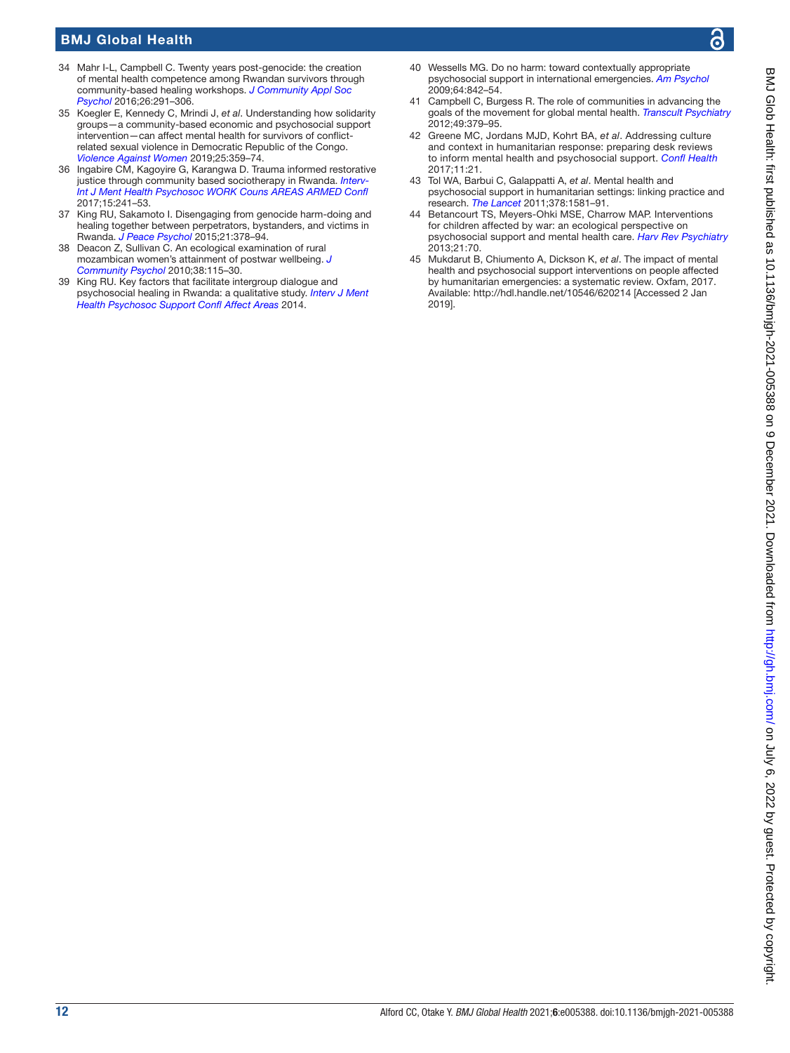34 Mahr I-L, Campbell C. Twenty years post-genocide: the creation of mental health competence among Rwandan survivors through community-based healing workshops. *J Community Appl Soc Psychol* 2016;26:291–306.

35 Koegler E, Kennedy C, Mrindi J, *et al*. Understanding how solidarity groups—a community-based economic and psychosocial support intervention—can affect mental health for survivors of conflict-related sexual violence in Democratic Republic of the Congo. *Violence Against Women* 2019;25:359–74.

36 Ingabire CM, Kagoyire G, Karangwa D. Trauma informed restorative justice through community based sociotherapy in Rwanda. *Interv-Int J Ment Health Psychosoc WORK Couns AREAS ARMED Confl* 2017;15:241–53.

37 King RU, Sakamoto I. Disengaging from genocide harm-doing and healing together between perpetrators, bystanders, and victims in Rwanda. *J Peace Psychol* 2015;21:378–94.

38 Deacon Z, Sullivan C. An ecological examination of rural mozambican women's attainment of postwar wellbeing. *J Community Psychol* 2010;38:115–30.

39 King RU. Key factors that facilitate intergroup dialogue and psychosocial healing in Rwanda: a qualitative study. *Interv J Ment Health Psychosoc Support Confl Affect Areas* 2014.

40 Wessells MG. Do no harm: toward contextually appropriate psychosocial support in international emergencies. *Am Psychol* 2009;64:842–54.

41 Campbell C, Burgess R. The role of communities in advancing the goals of the movement for global mental health. *Transcult Psychiatry* 2012;49:379–95.

42 Greene MC, Jordans MJD, Kohrt BA, *et al*. Addressing culture and context in humanitarian response: preparing desk reviews to inform mental health and psychosocial support. *Confl Health* 2017;11:21.

43 Tol WA, Barbui C, Galappatti A, *et al*. Mental health and psychosocial support in humanitarian settings: linking practice and research. *The Lancet* 2011;378:1581–91.

44 Betancourt TS, Meyers-Ohki MSE, Charrow MAP. Interventions for children affected by war: an ecological perspective on psychosocial support and mental health care. *Harv Rev Psychiatry* 2013;21:70.

45 Mukdarut B, Chiumento A, Dickson K, *et al*. The impact of mental health and psychosocial support interventions on people affected by humanitarian emergencies: a systematic review. Oxfam, 2017. Available: http://hdl.handle.net/10546/620214 [Accessed 2 Jan 2019].